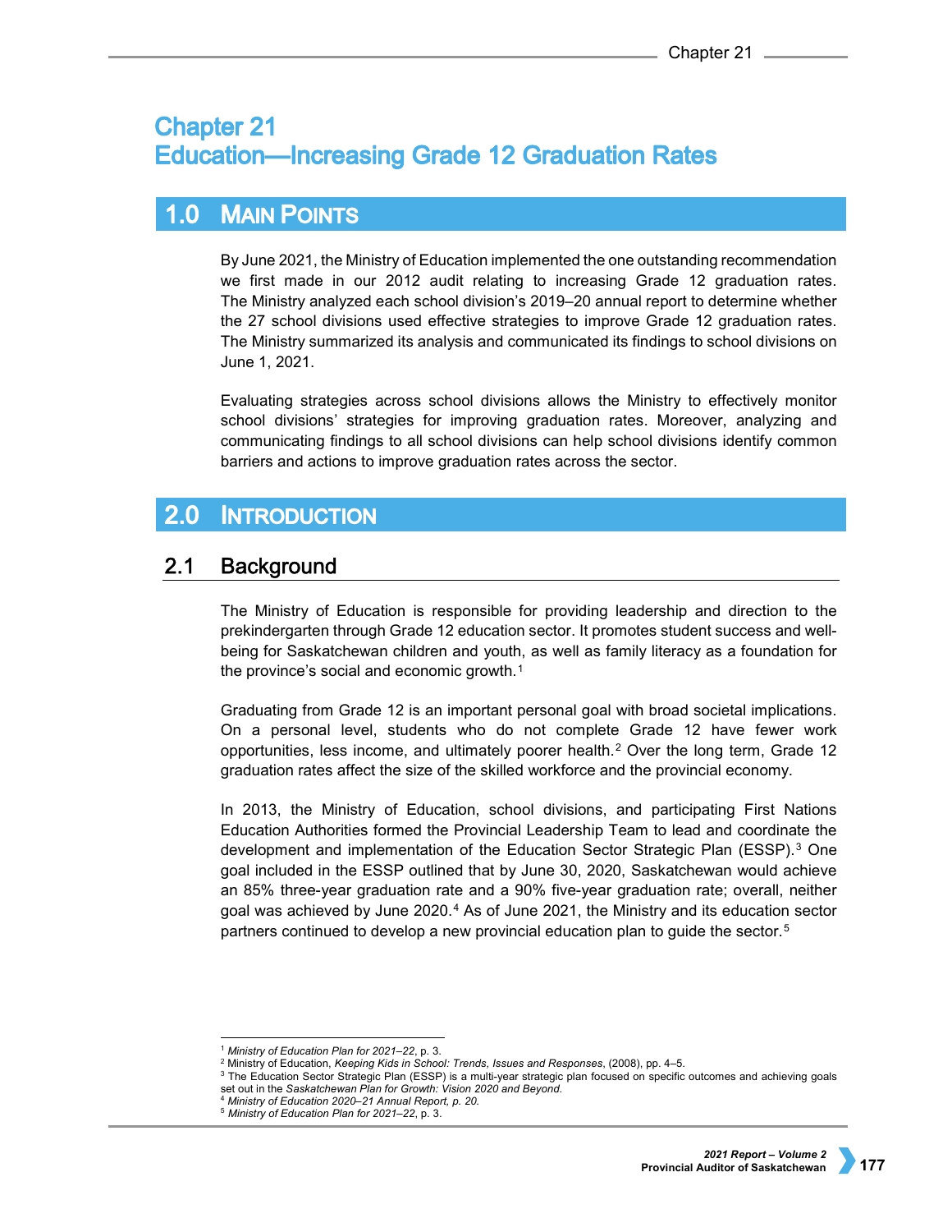# Chapter 21
# Education—Increasing Grade 12 Graduation Rates

## 1.0 Main Points

By June 2021, the Ministry of Education implemented the one outstanding recommendation we first made in our 2012 audit relating to increasing Grade 12 graduation rates. The Ministry analyzed each school division's 2019–20 annual report to determine whether the 27 school divisions used effective strategies to improve Grade 12 graduation rates. The Ministry summarized its analysis and communicated its findings to school divisions on June 1, 2021.

Evaluating strategies across school divisions allows the Ministry to effectively monitor school divisions' strategies for improving graduation rates. Moreover, analyzing and communicating findings to all school divisions can help school divisions identify common barriers and actions to improve graduation rates across the sector.

## 2.0 Introduction

### 2.1 Background

The Ministry of Education is responsible for providing leadership and direction to the prekindergarten through Grade 12 education sector. It promotes student success and well-being for Saskatchewan children and youth, as well as family literacy as a foundation for the province's social and economic growth.[1]

Graduating from Grade 12 is an important personal goal with broad societal implications. On a personal level, students who do not complete Grade 12 have fewer work opportunities, less income, and ultimately poorer health.[2] Over the long term, Grade 12 graduation rates affect the size of the skilled workforce and the provincial economy.

In 2013, the Ministry of Education, school divisions, and participating First Nations Education Authorities formed the Provincial Leadership Team to lead and coordinate the development and implementation of the Education Sector Strategic Plan (ESSP).[3] One goal included in the ESSP outlined that by June 30, 2020, Saskatchewan would achieve an 85% three-year graduation rate and a 90% five-year graduation rate; overall, neither goal was achieved by June 2020.[4] As of June 2021, the Ministry and its education sector partners continued to develop a new provincial education plan to guide the sector.[5]

---

[1] *Ministry of Education Plan for 2021–22*, p. 3.
[2] Ministry of Education, *Keeping Kids in School: Trends, Issues and Responses*, (2008), pp. 4–5.
[3] The Education Sector Strategic Plan (ESSP) is a multi-year strategic plan focused on specific outcomes and achieving goals set out in the *Saskatchewan Plan for Growth: Vision 2020 and Beyond*.
[4] *Ministry of Education 2020–21 Annual Report, p. 20.*
[5] *Ministry of Education Plan for 2021–22*, p. 3.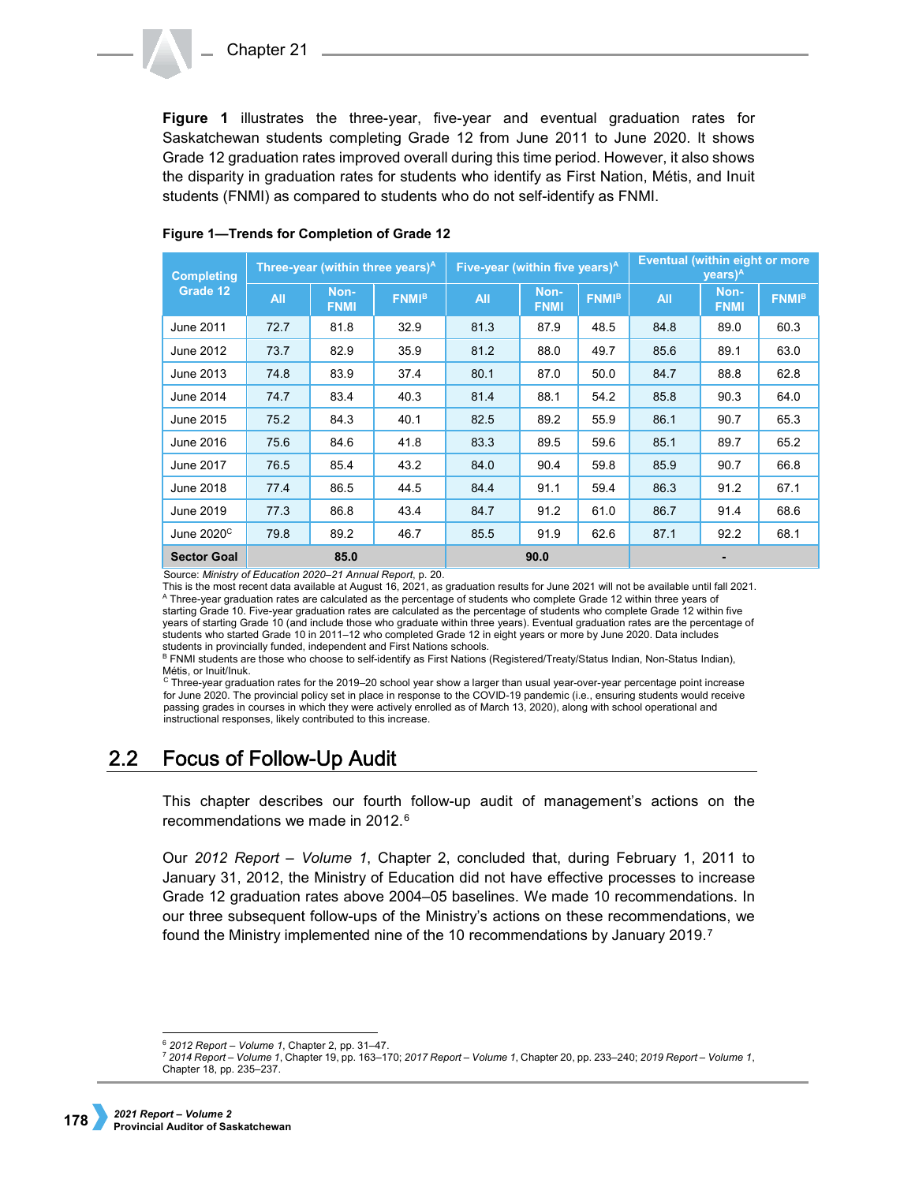**Figure 1** illustrates the three-year, five-year and eventual graduation rates for Saskatchewan students completing Grade 12 from June 2011 to June 2020. It shows Grade 12 graduation rates improved overall during this time period. However, it also shows the disparity in graduation rates for students who identify as First Nation, Métis, and Inuit students (FNMI) as compared to students who do not self-identify as FNMI.

**Figure 1—Trends for Completion of Grade 12**

| Completing Grade 12 | Three-year (within three years)[A] | | | Five-year (within five years)[A] | | | Eventual (within eight or more years)[A] | | |
|---|---|---|---|---|---|---|---|---|---|
| | All | Non-FNMI | FNMI[B] | All | Non-FNMI | FNMI[B] | All | Non-FNMI | FNMI[B] |
| June 2011 | 72.7 | 81.8 | 32.9 | 81.3 | 87.9 | 48.5 | 84.8 | 89.0 | 60.3 |
| June 2012 | 73.7 | 82.9 | 35.9 | 81.2 | 88.0 | 49.7 | 85.6 | 89.1 | 63.0 |
| June 2013 | 74.8 | 83.9 | 37.4 | 80.1 | 87.0 | 50.0 | 84.7 | 88.8 | 62.8 |
| June 2014 | 74.7 | 83.4 | 40.3 | 81.4 | 88.1 | 54.2 | 85.8 | 90.3 | 64.0 |
| June 2015 | 75.2 | 84.3 | 40.1 | 82.5 | 89.2 | 55.9 | 86.1 | 90.7 | 65.3 |
| June 2016 | 75.6 | 84.6 | 41.8 | 83.3 | 89.5 | 59.6 | 85.1 | 89.7 | 65.2 |
| June 2017 | 76.5 | 85.4 | 43.2 | 84.0 | 90.4 | 59.8 | 85.9 | 90.7 | 66.8 |
| June 2018 | 77.4 | 86.5 | 44.5 | 84.4 | 91.1 | 59.4 | 86.3 | 91.2 | 67.1 |
| June 2019 | 77.3 | 86.8 | 43.4 | 84.7 | 91.2 | 61.0 | 86.7 | 91.4 | 68.6 |
| June 2020[C] | 79.8 | 89.2 | 46.7 | 85.5 | 91.9 | 62.6 | 87.1 | 92.2 | 68.1 |
| **Sector Goal** | **85.0** | | | **90.0** | | | **-** | | |

Source: *Ministry of Education 2020–21 Annual Report*, p. 20.
This is the most recent data available at August 16, 2021, as graduation results for June 2021 will not be available until fall 2021.
[A] Three-year graduation rates are calculated as the percentage of students who complete Grade 12 within three years of starting Grade 10. Five-year graduation rates are calculated as the percentage of students who complete Grade 12 within five years of starting Grade 10 (and include those who graduate within three years). Eventual graduation rates are the percentage of students who started Grade 10 in 2011–12 who completed Grade 12 in eight years or more by June 2020. Data includes students in provincially funded, independent and First Nations schools.
[B] FNMI students are those who choose to self-identify as First Nations (Registered/Treaty/Status Indian, Non-Status Indian), Métis, or Inuit/Inuk.
[C] Three-year graduation rates for the 2019–20 school year show a larger than usual year-over-year percentage point increase for June 2020. The provincial policy set in place in response to the COVID-19 pandemic (i.e., ensuring students would receive passing grades in courses in which they were actively enrolled as of March 13, 2020), along with school operational and instructional responses, likely contributed to this increase.

## 2.2 Focus of Follow-Up Audit

This chapter describes our fourth follow-up audit of management's actions on the recommendations we made in 2012.[6]

Our *2012 Report – Volume 1*, Chapter 2, concluded that, during February 1, 2011 to January 31, 2012, the Ministry of Education did not have effective processes to increase Grade 12 graduation rates above 2004–05 baselines. We made 10 recommendations. In our three subsequent follow-ups of the Ministry's actions on these recommendations, we found the Ministry implemented nine of the 10 recommendations by January 2019.[7]

---

[6] *2012 Report – Volume 1*, Chapter 2, pp. 31–47.
[7] *2014 Report – Volume 1*, Chapter 19, pp. 163–170; *2017 Report – Volume 1*, Chapter 20, pp. 233–240; *2019 Report – Volume 1*, Chapter 18, pp. 235–237.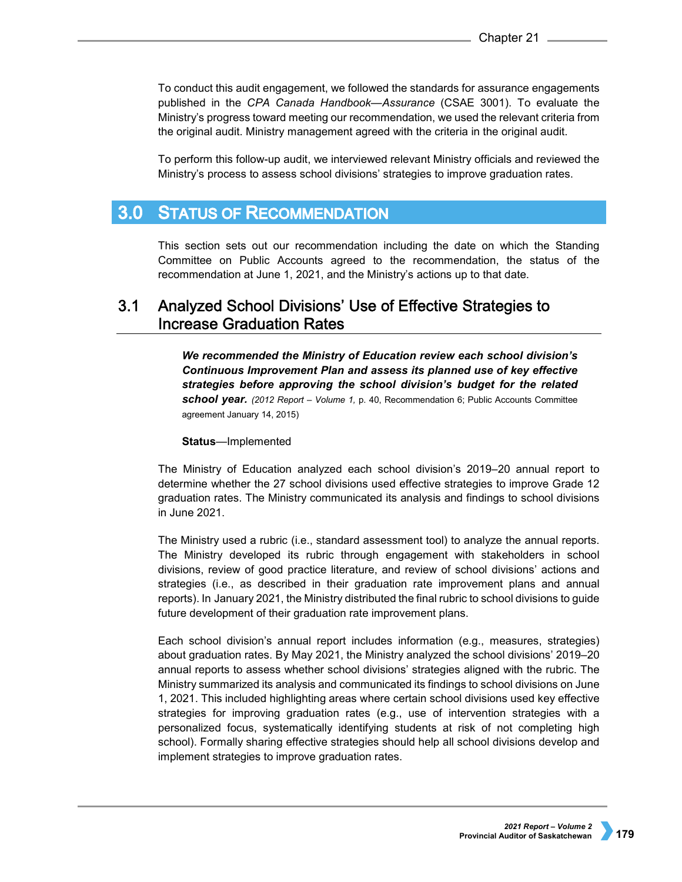To conduct this audit engagement, we followed the standards for assurance engagements published in the *CPA Canada Handbook—Assurance* (CSAE 3001). To evaluate the Ministry's progress toward meeting our recommendation, we used the relevant criteria from the original audit. Ministry management agreed with the criteria in the original audit.

To perform this follow-up audit, we interviewed relevant Ministry officials and reviewed the Ministry's process to assess school divisions' strategies to improve graduation rates.

# 3.0 Status of Recommendation

This section sets out our recommendation including the date on which the Standing Committee on Public Accounts agreed to the recommendation, the status of the recommendation at June 1, 2021, and the Ministry's actions up to that date.

## 3.1 Analyzed School Divisions' Use of Effective Strategies to Increase Graduation Rates

***We recommended the Ministry of Education review each school division's Continuous Improvement Plan and assess its planned use of key effective strategies before approving the school division's budget for the related school year.*** *(2012 Report – Volume 1,* p. 40, Recommendation 6; Public Accounts Committee agreement January 14, 2015)

**Status**—Implemented

The Ministry of Education analyzed each school division's 2019–20 annual report to determine whether the 27 school divisions used effective strategies to improve Grade 12 graduation rates. The Ministry communicated its analysis and findings to school divisions in June 2021.

The Ministry used a rubric (i.e., standard assessment tool) to analyze the annual reports. The Ministry developed its rubric through engagement with stakeholders in school divisions, review of good practice literature, and review of school divisions' actions and strategies (i.e., as described in their graduation rate improvement plans and annual reports). In January 2021, the Ministry distributed the final rubric to school divisions to guide future development of their graduation rate improvement plans.

Each school division's annual report includes information (e.g., measures, strategies) about graduation rates. By May 2021, the Ministry analyzed the school divisions' 2019–20 annual reports to assess whether school divisions' strategies aligned with the rubric. The Ministry summarized its analysis and communicated its findings to school divisions on June 1, 2021. This included highlighting areas where certain school divisions used key effective strategies for improving graduation rates (e.g., use of intervention strategies with a personalized focus, systematically identifying students at risk of not completing high school). Formally sharing effective strategies should help all school divisions develop and implement strategies to improve graduation rates.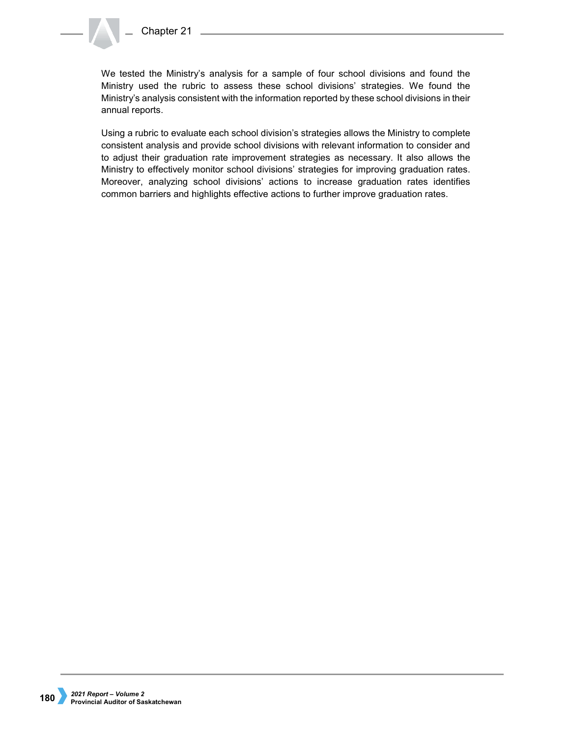We tested the Ministry's analysis for a sample of four school divisions and found the Ministry used the rubric to assess these school divisions' strategies. We found the Ministry's analysis consistent with the information reported by these school divisions in their annual reports.

Using a rubric to evaluate each school division's strategies allows the Ministry to complete consistent analysis and provide school divisions with relevant information to consider and to adjust their graduation rate improvement strategies as necessary. It also allows the Ministry to effectively monitor school divisions' strategies for improving graduation rates. Moreover, analyzing school divisions' actions to increase graduation rates identifies common barriers and highlights effective actions to further improve graduation rates.